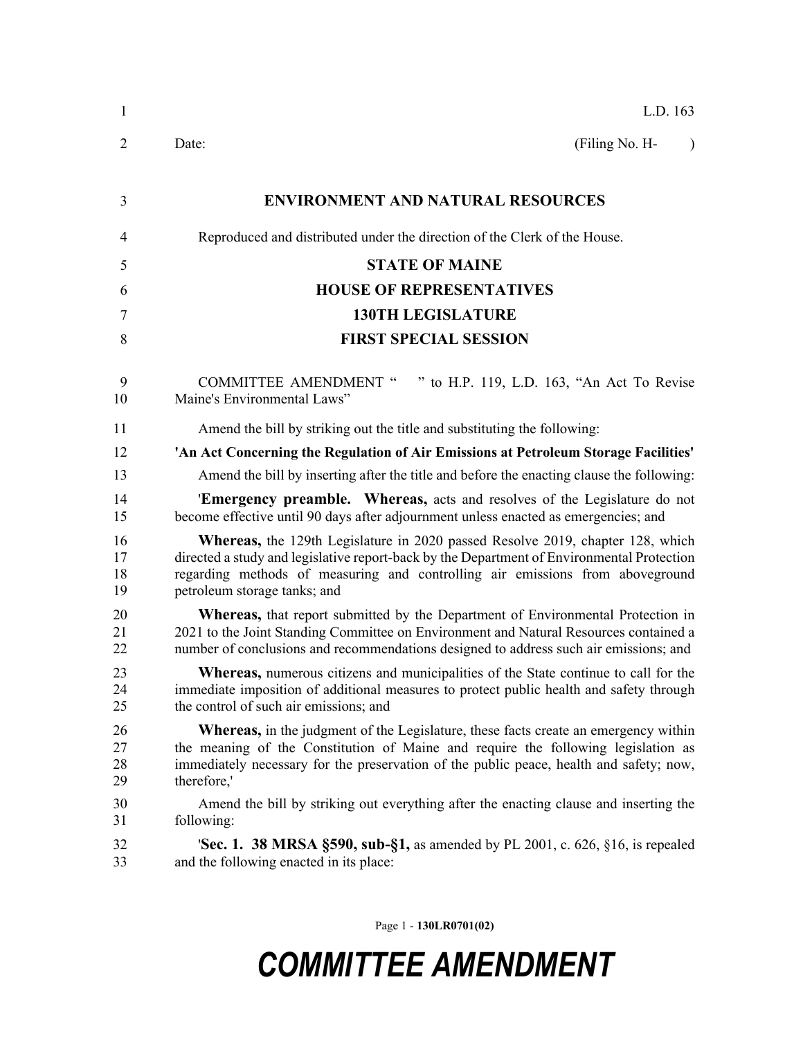L.D. 163

Date: (Filing No. H- )

## ENVIRONMENT AND NATURAL RESOURCES

Reproduced and distributed under the direction of the Clerk of the House.

## STATE OF MAINE
## HOUSE OF REPRESENTATIVES
## 130TH LEGISLATURE
## FIRST SPECIAL SESSION

COMMITTEE AMENDMENT " " to H.P. 119, L.D. 163, "An Act To Revise Maine's Environmental Laws"

Amend the bill by striking out the title and substituting the following:

**'An Act Concerning the Regulation of Air Emissions at Petroleum Storage Facilities'**

Amend the bill by inserting after the title and before the enacting clause the following:

'**Emergency preamble. Whereas,** acts and resolves of the Legislature do not become effective until 90 days after adjournment unless enacted as emergencies; and

**Whereas,** the 129th Legislature in 2020 passed Resolve 2019, chapter 128, which directed a study and legislative report-back by the Department of Environmental Protection regarding methods of measuring and controlling air emissions from aboveground petroleum storage tanks; and

**Whereas,** that report submitted by the Department of Environmental Protection in 2021 to the Joint Standing Committee on Environment and Natural Resources contained a number of conclusions and recommendations designed to address such air emissions; and

**Whereas,** numerous citizens and municipalities of the State continue to call for the immediate imposition of additional measures to protect public health and safety through the control of such air emissions; and

**Whereas,** in the judgment of the Legislature, these facts create an emergency within the meaning of the Constitution of Maine and require the following legislation as immediately necessary for the preservation of the public peace, health and safety; now, therefore,'

Amend the bill by striking out everything after the enacting clause and inserting the following:

'**Sec. 1. 38 MRSA §590, sub-§1,** as amended by PL 2001, c. 626, §16, is repealed and the following enacted in its place: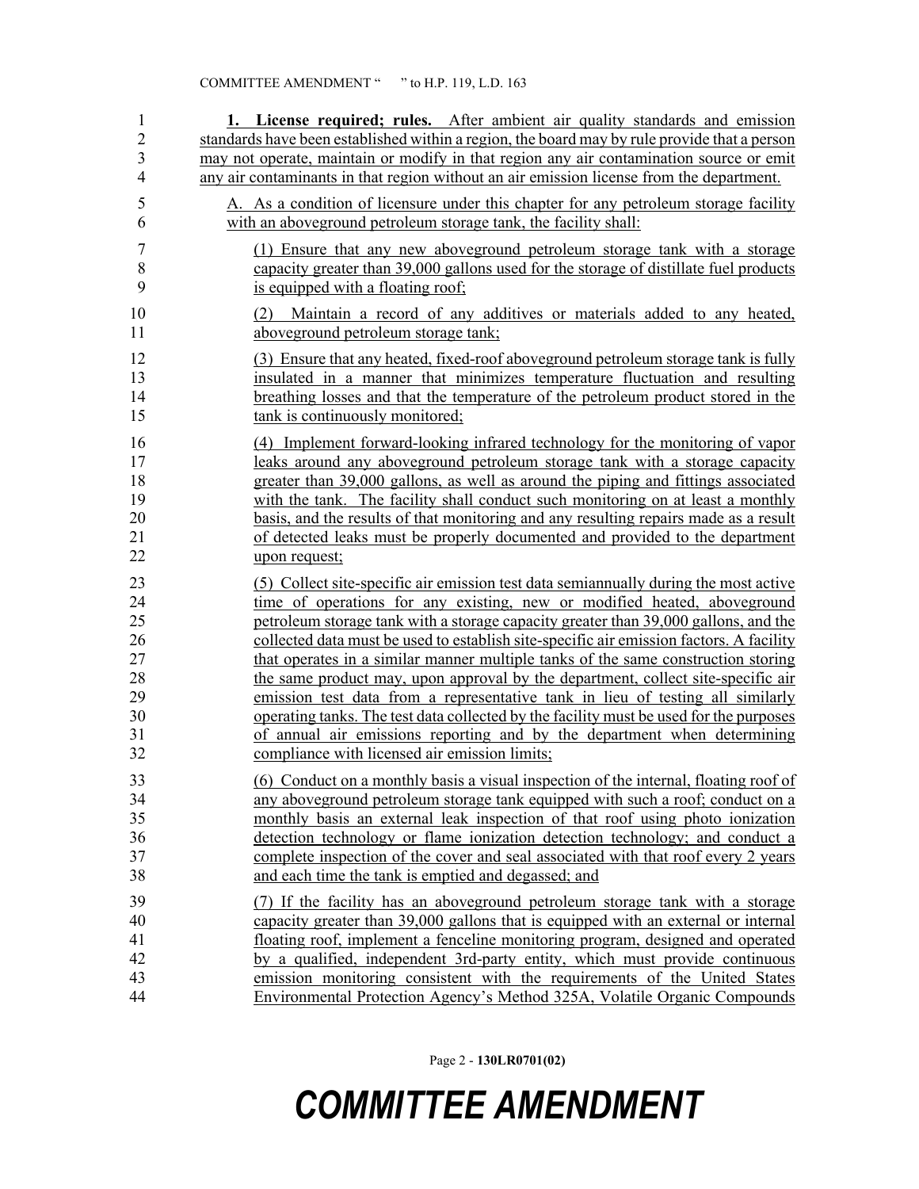**1. License required; rules.** After ambient air quality standards and emission standards have been established within a region, the board may by rule provide that a person may not operate, maintain or modify in that region any air contamination source or emit any air contaminants in that region without an air emission license from the department.

A. As a condition of licensure under this chapter for any petroleum storage facility with an aboveground petroleum storage tank, the facility shall:

(1) Ensure that any new aboveground petroleum storage tank with a storage capacity greater than 39,000 gallons used for the storage of distillate fuel products is equipped with a floating roof;

(2) Maintain a record of any additives or materials added to any heated, aboveground petroleum storage tank;

(3) Ensure that any heated, fixed-roof aboveground petroleum storage tank is fully insulated in a manner that minimizes temperature fluctuation and resulting breathing losses and that the temperature of the petroleum product stored in the tank is continuously monitored;

(4) Implement forward-looking infrared technology for the monitoring of vapor leaks around any aboveground petroleum storage tank with a storage capacity greater than 39,000 gallons, as well as around the piping and fittings associated with the tank. The facility shall conduct such monitoring on at least a monthly basis, and the results of that monitoring and any resulting repairs made as a result of detected leaks must be properly documented and provided to the department upon request;

(5) Collect site-specific air emission test data semiannually during the most active time of operations for any existing, new or modified heated, aboveground petroleum storage tank with a storage capacity greater than 39,000 gallons, and the collected data must be used to establish site-specific air emission factors. A facility that operates in a similar manner multiple tanks of the same construction storing the same product may, upon approval by the department, collect site-specific air emission test data from a representative tank in lieu of testing all similarly operating tanks. The test data collected by the facility must be used for the purposes of annual air emissions reporting and by the department when determining compliance with licensed air emission limits;

(6) Conduct on a monthly basis a visual inspection of the internal, floating roof of any aboveground petroleum storage tank equipped with such a roof; conduct on a monthly basis an external leak inspection of that roof using photo ionization detection technology or flame ionization detection technology; and conduct a complete inspection of the cover and seal associated with that roof every 2 years and each time the tank is emptied and degassed; and

(7) If the facility has an aboveground petroleum storage tank with a storage capacity greater than 39,000 gallons that is equipped with an external or internal floating roof, implement a fenceline monitoring program, designed and operated by a qualified, independent 3rd-party entity, which must provide continuous emission monitoring consistent with the requirements of the United States Environmental Protection Agency's Method 325A, Volatile Organic Compounds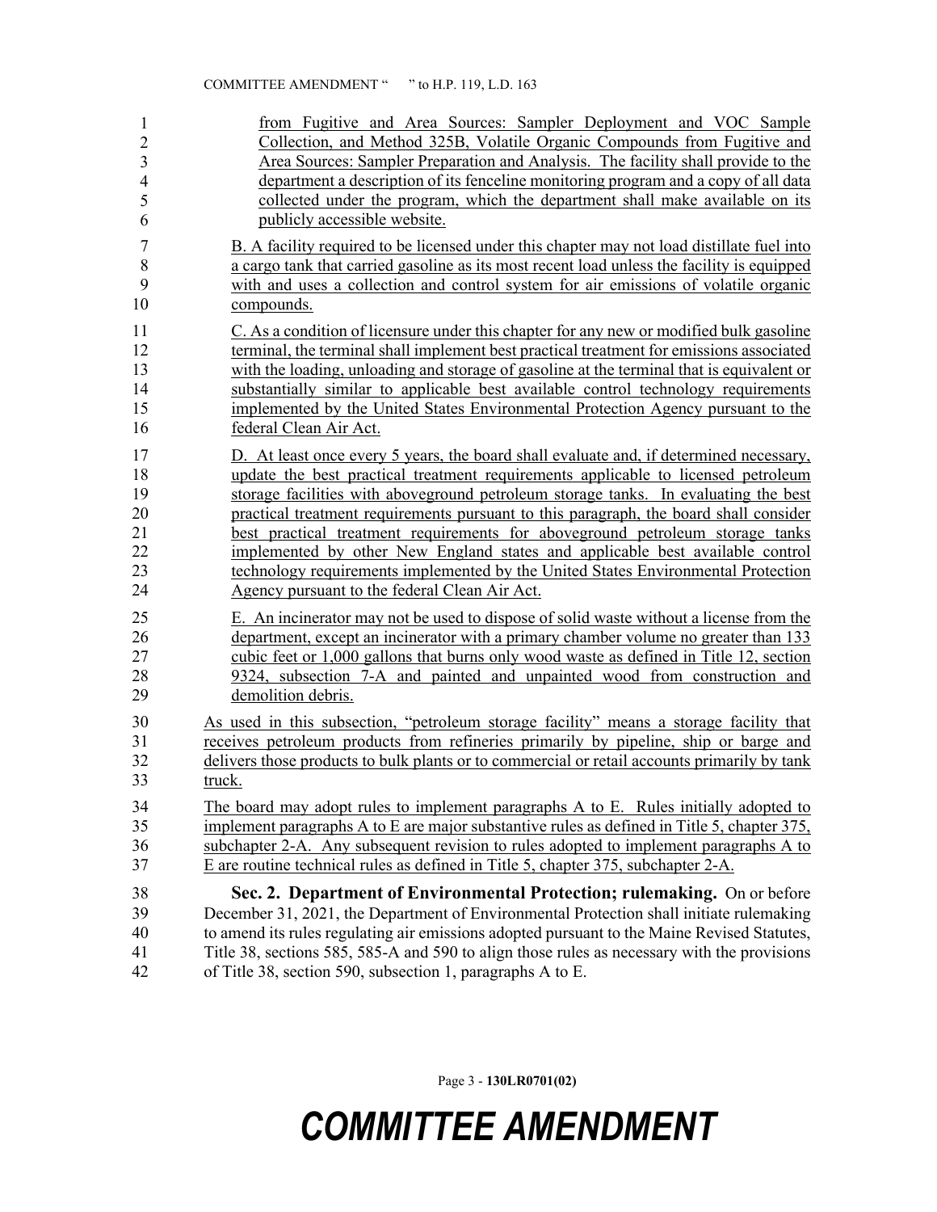from Fugitive and Area Sources: Sampler Deployment and VOC Sample Collection, and Method 325B, Volatile Organic Compounds from Fugitive and Area Sources: Sampler Preparation and Analysis. The facility shall provide to the department a description of its fenceline monitoring program and a copy of all data collected under the program, which the department shall make available on its publicly accessible website.

B. A facility required to be licensed under this chapter may not load distillate fuel into a cargo tank that carried gasoline as its most recent load unless the facility is equipped with and uses a collection and control system for air emissions of volatile organic compounds.

C. As a condition of licensure under this chapter for any new or modified bulk gasoline terminal, the terminal shall implement best practical treatment for emissions associated with the loading, unloading and storage of gasoline at the terminal that is equivalent or substantially similar to applicable best available control technology requirements implemented by the United States Environmental Protection Agency pursuant to the federal Clean Air Act.

D. At least once every 5 years, the board shall evaluate and, if determined necessary, update the best practical treatment requirements applicable to licensed petroleum storage facilities with aboveground petroleum storage tanks. In evaluating the best practical treatment requirements pursuant to this paragraph, the board shall consider best practical treatment requirements for aboveground petroleum storage tanks implemented by other New England states and applicable best available control technology requirements implemented by the United States Environmental Protection Agency pursuant to the federal Clean Air Act.

E. An incinerator may not be used to dispose of solid waste without a license from the department, except an incinerator with a primary chamber volume no greater than 133 cubic feet or 1,000 gallons that burns only wood waste as defined in Title 12, section 9324, subsection 7-A and painted and unpainted wood from construction and demolition debris.

As used in this subsection, "petroleum storage facility" means a storage facility that receives petroleum products from refineries primarily by pipeline, ship or barge and delivers those products to bulk plants or to commercial or retail accounts primarily by tank truck.

The board may adopt rules to implement paragraphs A to E. Rules initially adopted to implement paragraphs A to E are major substantive rules as defined in Title 5, chapter 375, subchapter 2-A. Any subsequent revision to rules adopted to implement paragraphs A to E are routine technical rules as defined in Title 5, chapter 375, subchapter 2-A.

**Sec. 2. Department of Environmental Protection; rulemaking.** On or before December 31, 2021, the Department of Environmental Protection shall initiate rulemaking to amend its rules regulating air emissions adopted pursuant to the Maine Revised Statutes, Title 38, sections 585, 585-A and 590 to align those rules as necessary with the provisions of Title 38, section 590, subsection 1, paragraphs A to E.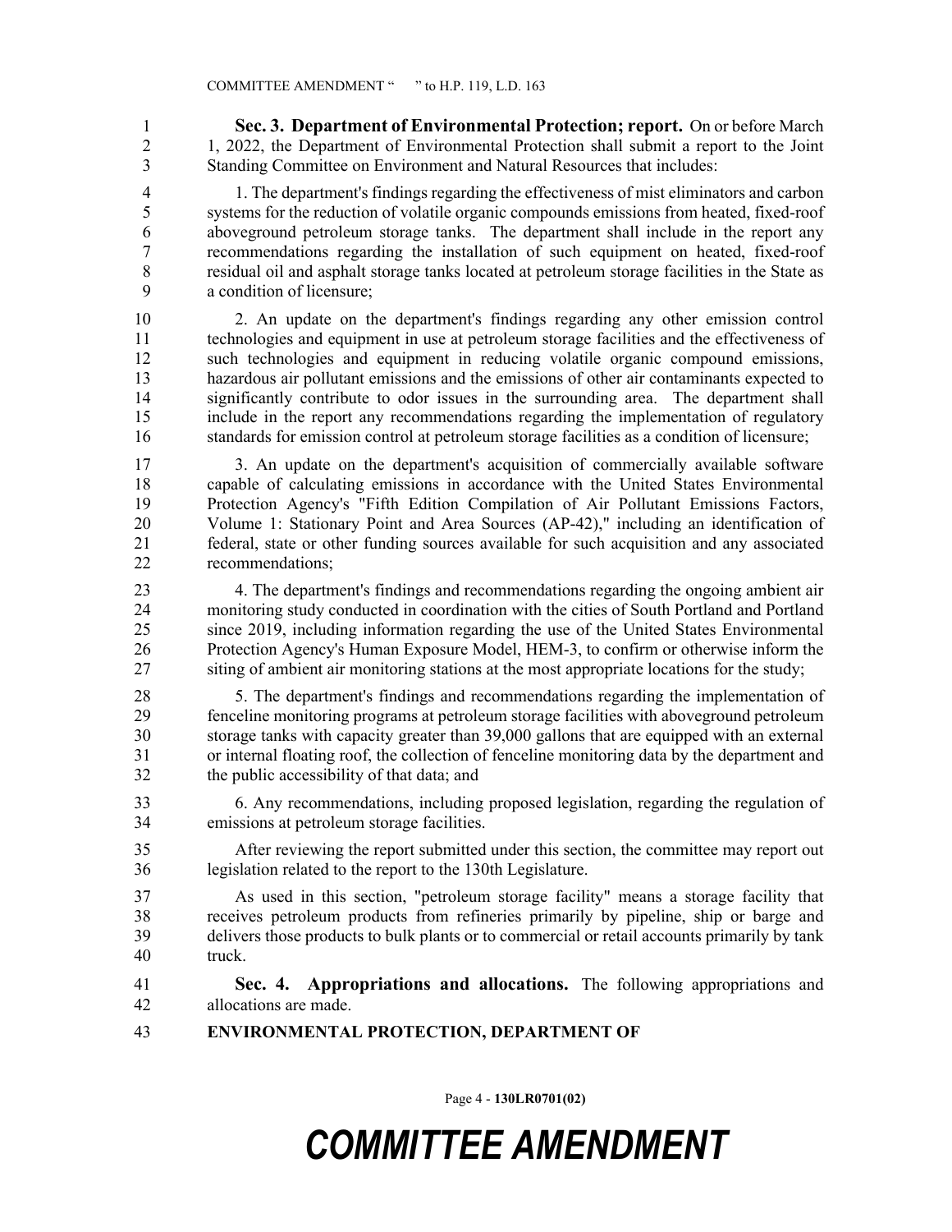**Sec. 3. Department of Environmental Protection; report.** On or before March 1, 2022, the Department of Environmental Protection shall submit a report to the Joint Standing Committee on Environment and Natural Resources that includes:

1. The department's findings regarding the effectiveness of mist eliminators and carbon systems for the reduction of volatile organic compounds emissions from heated, fixed-roof aboveground petroleum storage tanks. The department shall include in the report any recommendations regarding the installation of such equipment on heated, fixed-roof residual oil and asphalt storage tanks located at petroleum storage facilities in the State as a condition of licensure;

2. An update on the department's findings regarding any other emission control technologies and equipment in use at petroleum storage facilities and the effectiveness of such technologies and equipment in reducing volatile organic compound emissions, hazardous air pollutant emissions and the emissions of other air contaminants expected to significantly contribute to odor issues in the surrounding area. The department shall include in the report any recommendations regarding the implementation of regulatory standards for emission control at petroleum storage facilities as a condition of licensure;

3. An update on the department's acquisition of commercially available software capable of calculating emissions in accordance with the United States Environmental Protection Agency's "Fifth Edition Compilation of Air Pollutant Emissions Factors, Volume 1: Stationary Point and Area Sources (AP-42)," including an identification of federal, state or other funding sources available for such acquisition and any associated recommendations;

4. The department's findings and recommendations regarding the ongoing ambient air monitoring study conducted in coordination with the cities of South Portland and Portland since 2019, including information regarding the use of the United States Environmental Protection Agency's Human Exposure Model, HEM-3, to confirm or otherwise inform the siting of ambient air monitoring stations at the most appropriate locations for the study;

5. The department's findings and recommendations regarding the implementation of fenceline monitoring programs at petroleum storage facilities with aboveground petroleum storage tanks with capacity greater than 39,000 gallons that are equipped with an external or internal floating roof, the collection of fenceline monitoring data by the department and the public accessibility of that data; and

6. Any recommendations, including proposed legislation, regarding the regulation of emissions at petroleum storage facilities.

After reviewing the report submitted under this section, the committee may report out legislation related to the report to the 130th Legislature.

As used in this section, "petroleum storage facility" means a storage facility that receives petroleum products from refineries primarily by pipeline, ship or barge and delivers those products to bulk plants or to commercial or retail accounts primarily by tank truck.

**Sec. 4. Appropriations and allocations.** The following appropriations and allocations are made.

**ENVIRONMENTAL PROTECTION, DEPARTMENT OF**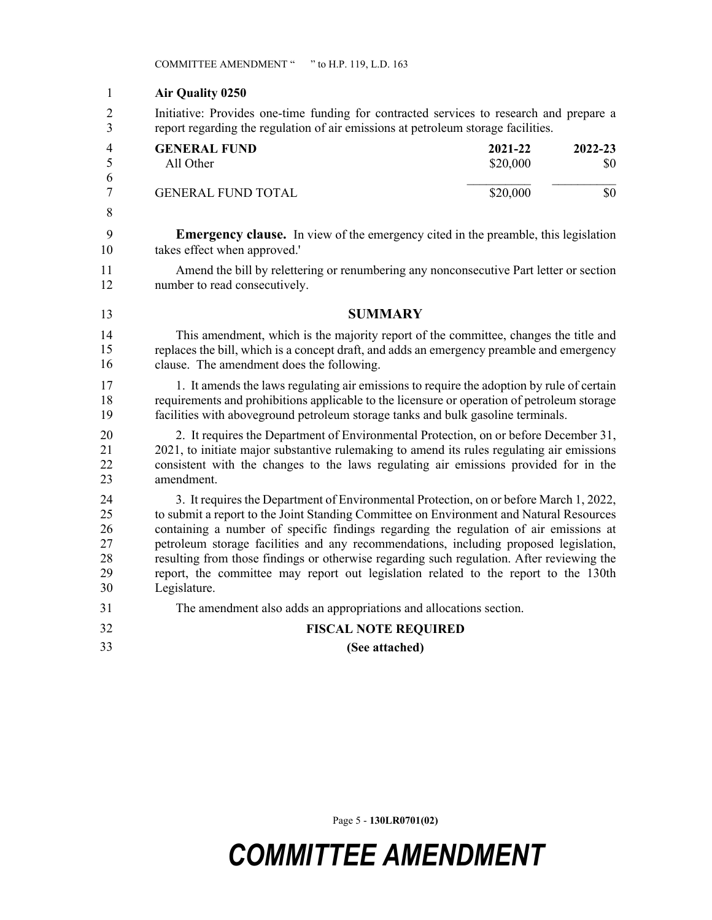**Air Quality 0250**

Initiative: Provides one-time funding for contracted services to research and prepare a report regarding the regulation of air emissions at petroleum storage facilities.

| GENERAL FUND | 2021-22 | 2022-23 |
|---|---|---|
| All Other | $20,000 | $0 |
| GENERAL FUND TOTAL | $20,000 | $0 |

**Emergency clause.** In view of the emergency cited in the preamble, this legislation takes effect when approved.'

Amend the bill by relettering or renumbering any nonconsecutive Part letter or section number to read consecutively.

## SUMMARY

This amendment, which is the majority report of the committee, changes the title and replaces the bill, which is a concept draft, and adds an emergency preamble and emergency clause. The amendment does the following.

1. It amends the laws regulating air emissions to require the adoption by rule of certain requirements and prohibitions applicable to the licensure or operation of petroleum storage facilities with aboveground petroleum storage tanks and bulk gasoline terminals.

2. It requires the Department of Environmental Protection, on or before December 31, 2021, to initiate major substantive rulemaking to amend its rules regulating air emissions consistent with the changes to the laws regulating air emissions provided for in the amendment.

3. It requires the Department of Environmental Protection, on or before March 1, 2022, to submit a report to the Joint Standing Committee on Environment and Natural Resources containing a number of specific findings regarding the regulation of air emissions at petroleum storage facilities and any recommendations, including proposed legislation, resulting from those findings or otherwise regarding such regulation. After reviewing the report, the committee may report out legislation related to the report to the 130th Legislature.

The amendment also adds an appropriations and allocations section.

**FISCAL NOTE REQUIRED**

**(See attached)**

# COMMITTEE AMENDMENT